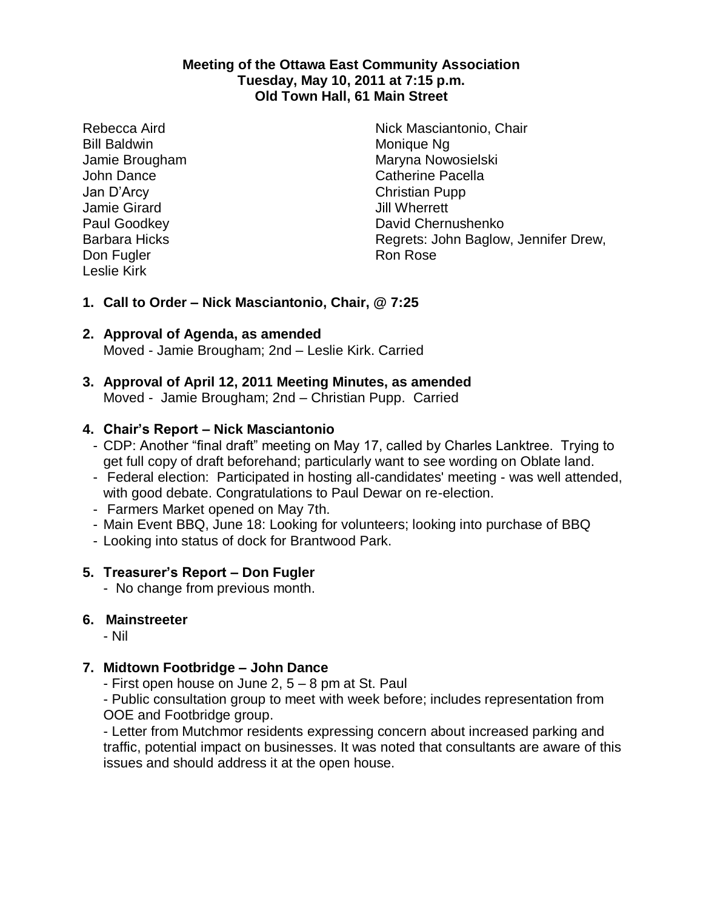**Meeting of the Ottawa East Community Association**
**Tuesday, May 10, 2011 at 7:15 p.m.**
**Old Town Hall, 61 Main Street**

Rebecca Aird
Bill Baldwin
Jamie Brougham
John Dance
Jan D'Arcy
Jamie Girard
Paul Goodkey
Barbara Hicks
Don Fugler
Leslie Kirk
Nick Masciantonio, Chair
Monique Ng
Maryna Nowosielski
Catherine Pacella
Christian Pupp
Jill Wherrett
David Chernushenko
Regrets: John Baglow, Jennifer Drew, Ron Rose

1. **Call to Order – Nick Masciantonio, Chair, @ 7:25**

2. **Approval of Agenda, as amended**
   Moved - Jamie Brougham; 2nd – Leslie Kirk. Carried

3. **Approval of April 12, 2011 Meeting Minutes, as amended**
   Moved - Jamie Brougham; 2nd – Christian Pupp. Carried

4. **Chair's Report – Nick Masciantonio**
   - CDP: Another "final draft" meeting on May 17, called by Charles Lanktree. Trying to get full copy of draft beforehand; particularly want to see wording on Oblate land.
   - Federal election: Participated in hosting all-candidates' meeting - was well attended, with good debate. Congratulations to Paul Dewar on re-election.
   - Farmers Market opened on May 7th.
   - Main Event BBQ, June 18: Looking for volunteers; looking into purchase of BBQ
   - Looking into status of dock for Brantwood Park.

5. **Treasurer's Report – Don Fugler**
   - No change from previous month.

6. **Mainstreeter**
   - Nil

7. **Midtown Footbridge – John Dance**
   - First open house on June 2, 5 – 8 pm at St. Paul
   - Public consultation group to meet with week before; includes representation from OOE and Footbridge group.
   - Letter from Mutchmor residents expressing concern about increased parking and traffic, potential impact on businesses. It was noted that consultants are aware of this issues and should address it at the open house.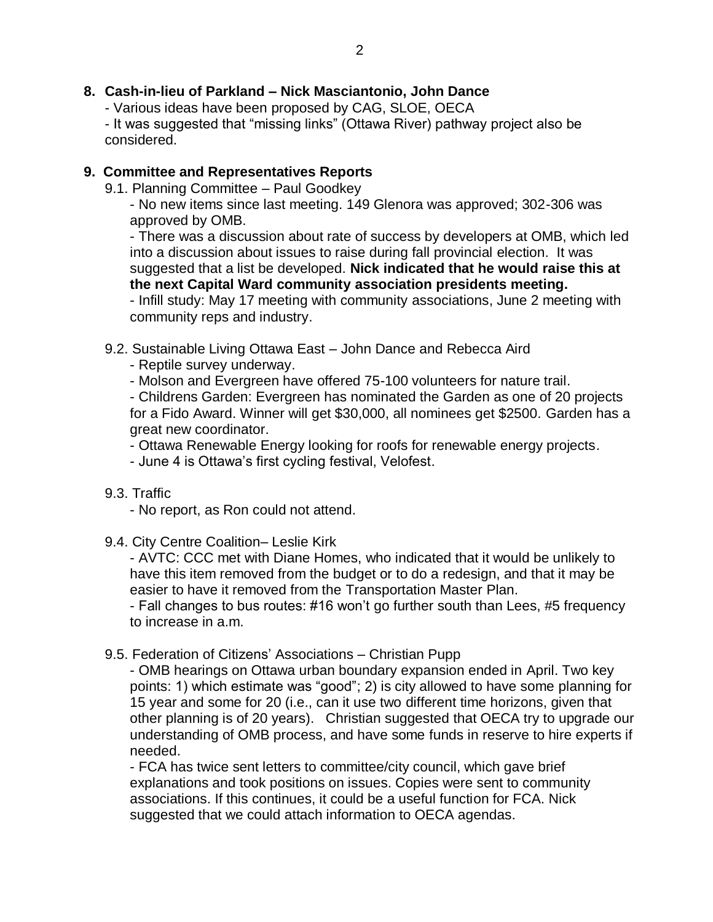## 8. Cash-in-lieu of Parkland – Nick Masciantonio, John Dance

- Various ideas have been proposed by CAG, SLOE, OECA
- It was suggested that "missing links" (Ottawa River) pathway project also be considered.

## 9. Committee and Representatives Reports

9.1. Planning Committee – Paul Goodkey

- No new items since last meeting. 149 Glenora was approved; 302-306 was approved by OMB.
- There was a discussion about rate of success by developers at OMB, which led into a discussion about issues to raise during fall provincial election. It was suggested that a list be developed. **Nick indicated that he would raise this at the next Capital Ward community association presidents meeting.**
- Infill study: May 17 meeting with community associations, June 2 meeting with community reps and industry.

9.2. Sustainable Living Ottawa East – John Dance and Rebecca Aird

- Reptile survey underway.
- Molson and Evergreen have offered 75-100 volunteers for nature trail.
- Childrens Garden: Evergreen has nominated the Garden as one of 20 projects for a Fido Award. Winner will get $30,000, all nominees get $2500. Garden has a great new coordinator.
- Ottawa Renewable Energy looking for roofs for renewable energy projects.
- June 4 is Ottawa's first cycling festival, Velofest.

9.3. Traffic

- No report, as Ron could not attend.

9.4. City Centre Coalition– Leslie Kirk

- AVTC: CCC met with Diane Homes, who indicated that it would be unlikely to have this item removed from the budget or to do a redesign, and that it may be easier to have it removed from the Transportation Master Plan.
- Fall changes to bus routes: #16 won't go further south than Lees, #5 frequency to increase in a.m.

9.5. Federation of Citizens' Associations – Christian Pupp

- OMB hearings on Ottawa urban boundary expansion ended in April. Two key points: 1) which estimate was "good"; 2) is city allowed to have some planning for 15 year and some for 20 (i.e., can it use two different time horizons, given that other planning is of 20 years). Christian suggested that OECA try to upgrade our understanding of OMB process, and have some funds in reserve to hire experts if needed.
- FCA has twice sent letters to committee/city council, which gave brief explanations and took positions on issues. Copies were sent to community associations. If this continues, it could be a useful function for FCA. Nick suggested that we could attach information to OECA agendas.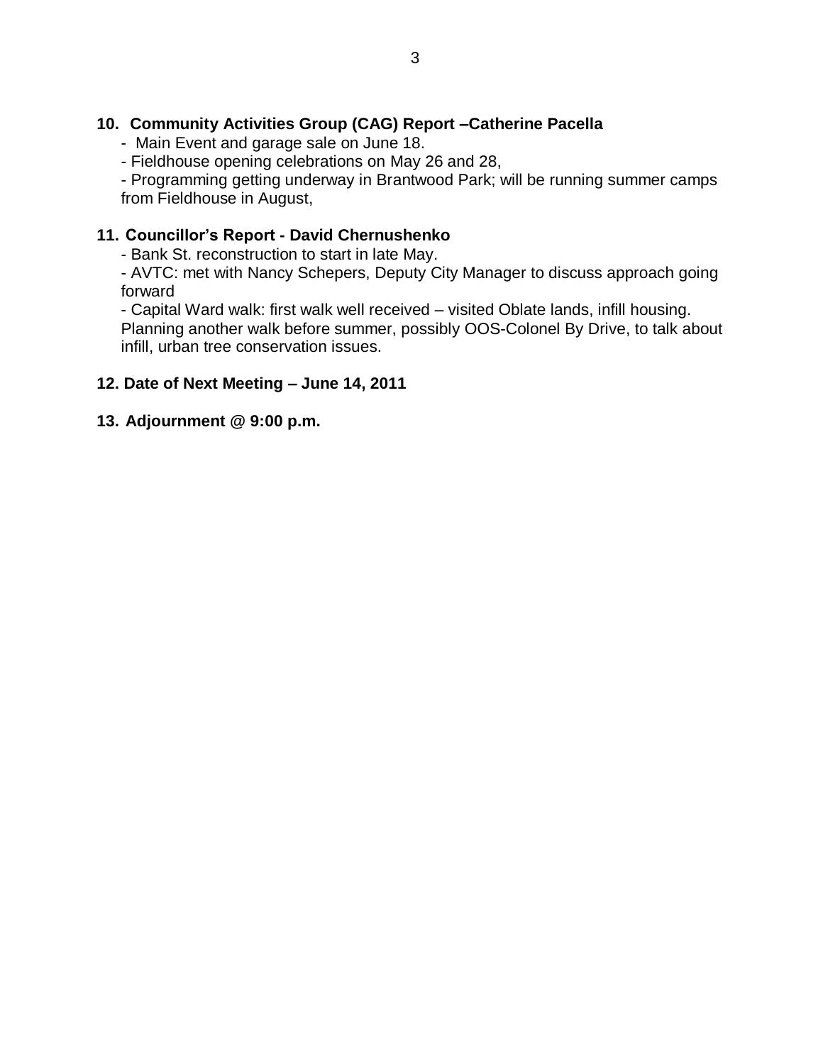**10. Community Activities Group (CAG) Report –Catherine Pacella**

- Main Event and garage sale on June 18.
- Fieldhouse opening celebrations on May 26 and 28,
- Programming getting underway in Brantwood Park; will be running summer camps from Fieldhouse in August,

**11. Councillor's Report - David Chernushenko**

- Bank St. reconstruction to start in late May.
- AVTC: met with Nancy Schepers, Deputy City Manager to discuss approach going forward
- Capital Ward walk: first walk well received – visited Oblate lands, infill housing. Planning another walk before summer, possibly OOS-Colonel By Drive, to talk about infill, urban tree conservation issues.

**12. Date of Next Meeting – June 14, 2011**

**13. Adjournment @ 9:00 p.m.**